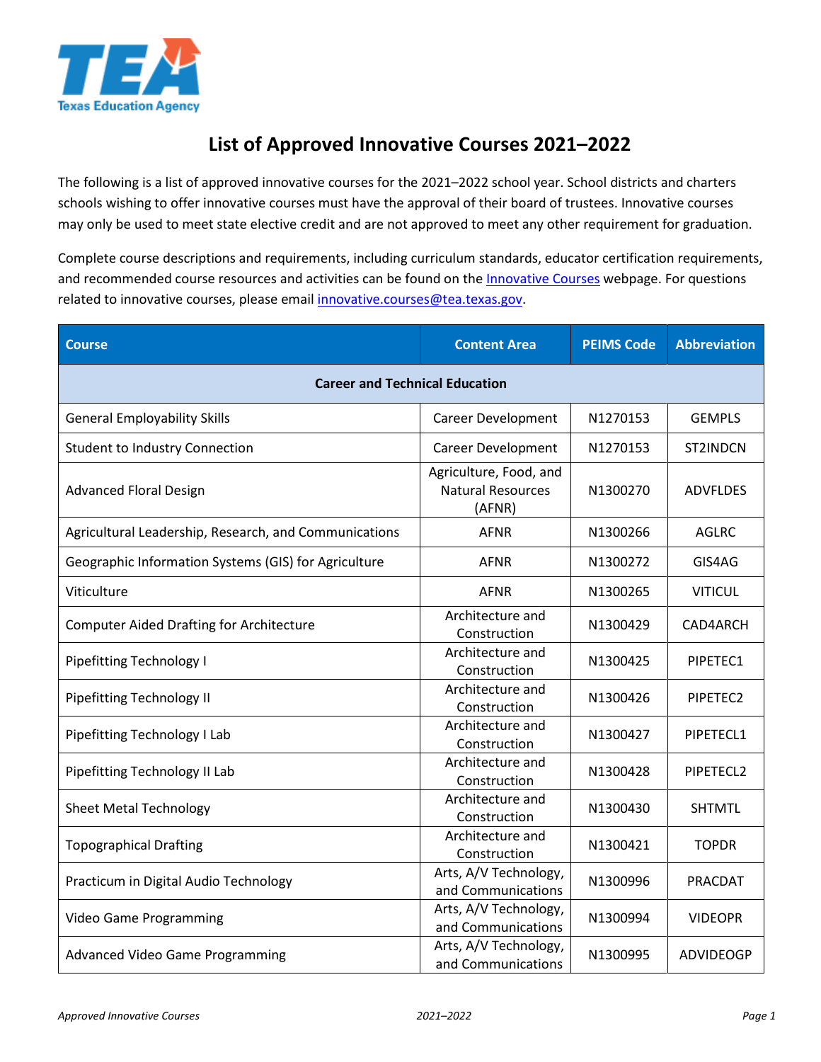# List of Approved Innovative Courses 2021–2022

The following is a list of approved innovative courses for the 2021–2022 school year. School districts and charters schools wishing to offer innovative courses must have the approval of their board of trustees. Innovative courses may only be used to meet state elective credit and are not approved to meet any other requirement for graduation.

Complete course descriptions and requirements, including curriculum standards, educator certification requirements, and recommended course resources and activities can be found on the Innovative Courses webpage. For questions related to innovative courses, please email innovative.courses@tea.texas.gov.

| Course | Content Area | PEIMS Code | Abbreviation |
|---|---|---|---|
| **Career and Technical Education** | | | |
| General Employability Skills | Career Development | N1270153 | GEMPLS |
| Student to Industry Connection | Career Development | N1270153 | ST2INDCN |
| Advanced Floral Design | Agriculture, Food, and Natural Resources (AFNR) | N1300270 | ADVFLDES |
| Agricultural Leadership, Research, and Communications | AFNR | N1300266 | AGLRC |
| Geographic Information Systems (GIS) for Agriculture | AFNR | N1300272 | GIS4AG |
| Viticulture | AFNR | N1300265 | VITICUL |
| Computer Aided Drafting for Architecture | Architecture and Construction | N1300429 | CAD4ARCH |
| Pipefitting Technology I | Architecture and Construction | N1300425 | PIPETEC1 |
| Pipefitting Technology II | Architecture and Construction | N1300426 | PIPETEC2 |
| Pipefitting Technology I Lab | Architecture and Construction | N1300427 | PIPETECL1 |
| Pipefitting Technology II Lab | Architecture and Construction | N1300428 | PIPETECL2 |
| Sheet Metal Technology | Architecture and Construction | N1300430 | SHTMTL |
| Topographical Drafting | Architecture and Construction | N1300421 | TOPDR |
| Practicum in Digital Audio Technology | Arts, A/V Technology, and Communications | N1300996 | PRACDAT |
| Video Game Programming | Arts, A/V Technology, and Communications | N1300994 | VIDEOPR |
| Advanced Video Game Programming | Arts, A/V Technology, and Communications | N1300995 | ADVIDEOGP |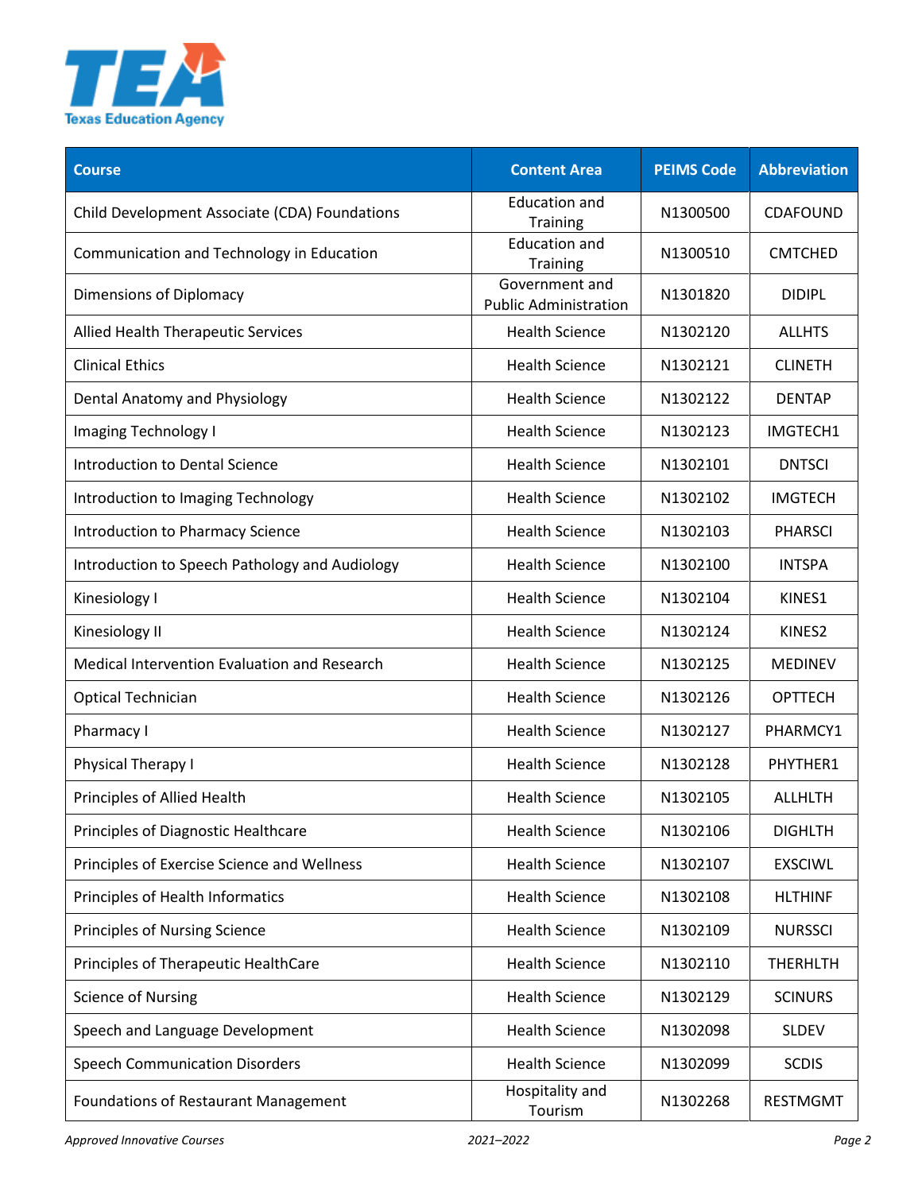| Course | Content Area | PEIMS Code | Abbreviation |
|---|---|---|---|
| Child Development Associate (CDA) Foundations | Education and Training | N1300500 | CDAFOUND |
| Communication and Technology in Education | Education and Training | N1300510 | CMTCHED |
| Dimensions of Diplomacy | Government and Public Administration | N1301820 | DIDIPL |
| Allied Health Therapeutic Services | Health Science | N1302120 | ALLHTS |
| Clinical Ethics | Health Science | N1302121 | CLINETH |
| Dental Anatomy and Physiology | Health Science | N1302122 | DENTAP |
| Imaging Technology I | Health Science | N1302123 | IMGTECH1 |
| Introduction to Dental Science | Health Science | N1302101 | DNTSCI |
| Introduction to Imaging Technology | Health Science | N1302102 | IMGTECH |
| Introduction to Pharmacy Science | Health Science | N1302103 | PHARSCI |
| Introduction to Speech Pathology and Audiology | Health Science | N1302100 | INTSPA |
| Kinesiology I | Health Science | N1302104 | KINES1 |
| Kinesiology II | Health Science | N1302124 | KINES2 |
| Medical Intervention Evaluation and Research | Health Science | N1302125 | MEDINEV |
| Optical Technician | Health Science | N1302126 | OPTTECH |
| Pharmacy I | Health Science | N1302127 | PHARMCY1 |
| Physical Therapy I | Health Science | N1302128 | PHYTHER1 |
| Principles of Allied Health | Health Science | N1302105 | ALLHLTH |
| Principles of Diagnostic Healthcare | Health Science | N1302106 | DIGHLTH |
| Principles of Exercise Science and Wellness | Health Science | N1302107 | EXSCIWL |
| Principles of Health Informatics | Health Science | N1302108 | HLTHINF |
| Principles of Nursing Science | Health Science | N1302109 | NURSSCI |
| Principles of Therapeutic HealthCare | Health Science | N1302110 | THERHLTH |
| Science of Nursing | Health Science | N1302129 | SCINURS |
| Speech and Language Development | Health Science | N1302098 | SLDEV |
| Speech Communication Disorders | Health Science | N1302099 | SCDIS |
| Foundations of Restaurant Management | Hospitality and Tourism | N1302268 | RESTMGMT |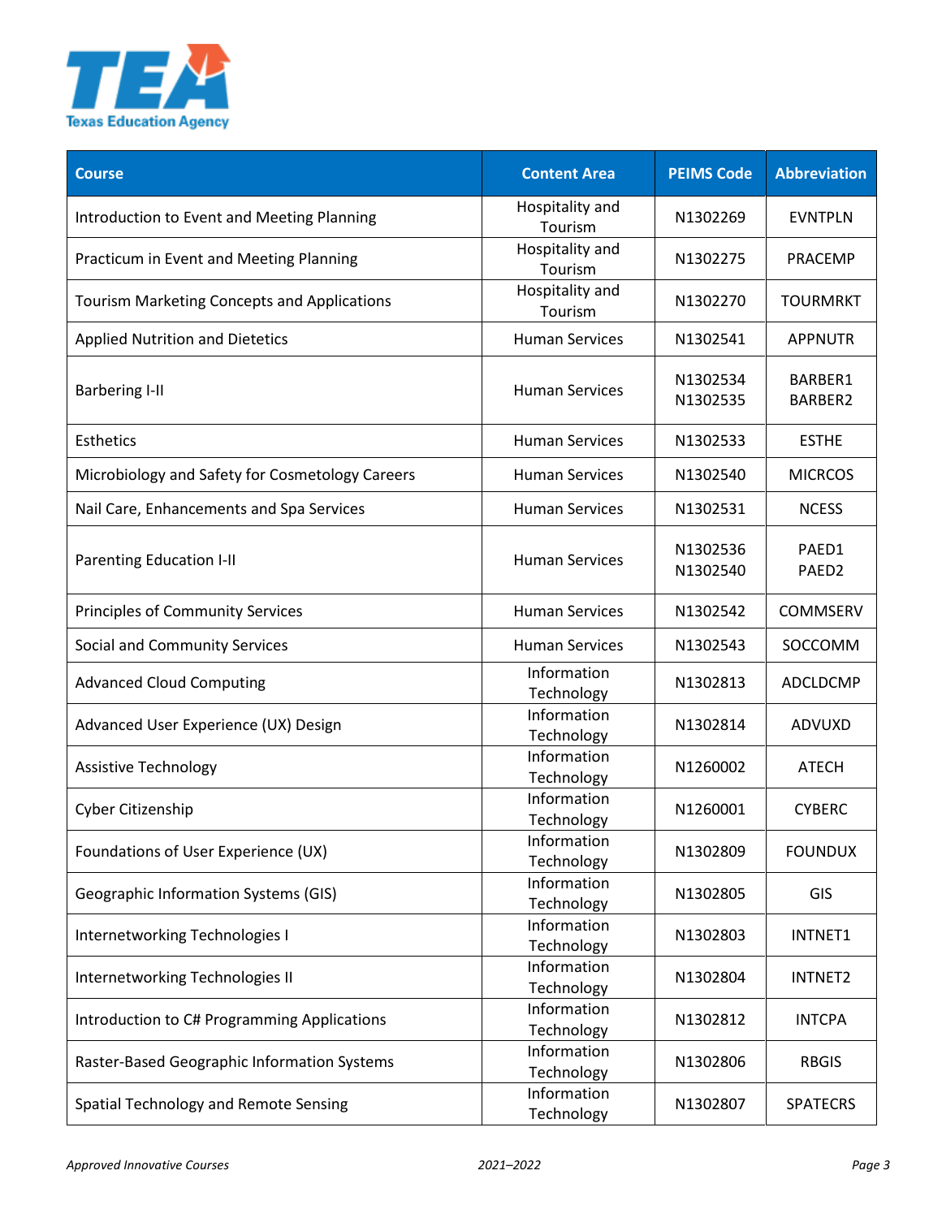| Course | Content Area | PEIMS Code | Abbreviation |
|---|---|---|---|
| Introduction to Event and Meeting Planning | Hospitality and Tourism | N1302269 | EVNTPLN |
| Practicum in Event and Meeting Planning | Hospitality and Tourism | N1302275 | PRACEMP |
| Tourism Marketing Concepts and Applications | Hospitality and Tourism | N1302270 | TOURMRKT |
| Applied Nutrition and Dietetics | Human Services | N1302541 | APPNUTR |
| Barbering I-II | Human Services | N1302534<br>N1302535 | BARBER1<br>BARBER2 |
| Esthetics | Human Services | N1302533 | ESTHE |
| Microbiology and Safety for Cosmetology Careers | Human Services | N1302540 | MICRCOS |
| Nail Care, Enhancements and Spa Services | Human Services | N1302531 | NCESS |
| Parenting Education I-II | Human Services | N1302536<br>N1302540 | PAED1<br>PAED2 |
| Principles of Community Services | Human Services | N1302542 | COMMSERV |
| Social and Community Services | Human Services | N1302543 | SOCCOMM |
| Advanced Cloud Computing | Information Technology | N1302813 | ADCLDCMP |
| Advanced User Experience (UX) Design | Information Technology | N1302814 | ADVUXD |
| Assistive Technology | Information Technology | N1260002 | ATECH |
| Cyber Citizenship | Information Technology | N1260001 | CYBERC |
| Foundations of User Experience (UX) | Information Technology | N1302809 | FOUNDUX |
| Geographic Information Systems (GIS) | Information Technology | N1302805 | GIS |
| Internetworking Technologies I | Information Technology | N1302803 | INTNET1 |
| Internetworking Technologies II | Information Technology | N1302804 | INTNET2 |
| Introduction to C# Programming Applications | Information Technology | N1302812 | INTCPA |
| Raster-Based Geographic Information Systems | Information Technology | N1302806 | RBGIS |
| Spatial Technology and Remote Sensing | Information Technology | N1302807 | SPATECRS |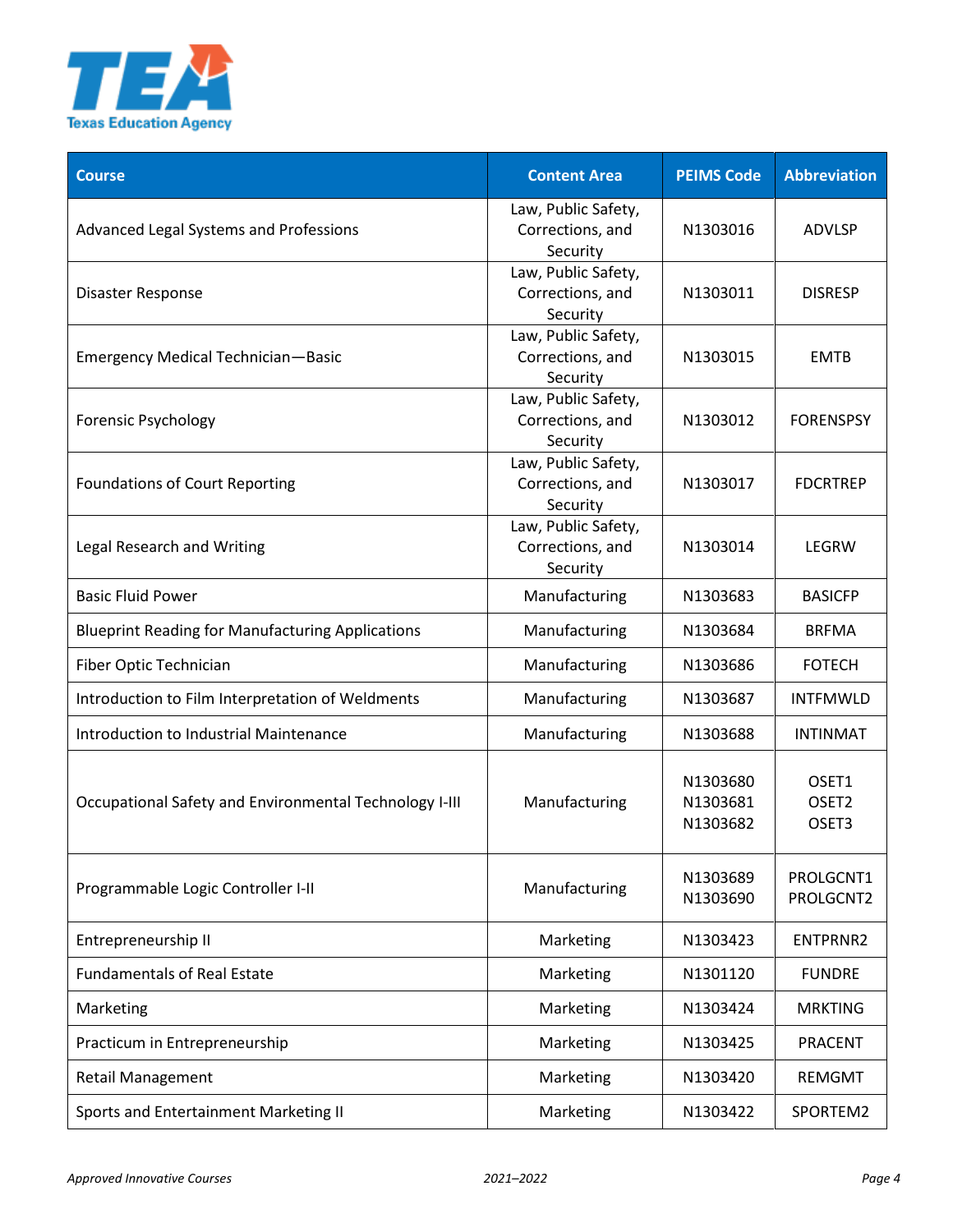| Course | Content Area | PEIMS Code | Abbreviation |
|---|---|---|---|
| Advanced Legal Systems and Professions | Law, Public Safety, Corrections, and Security | N1303016 | ADVLSP |
| Disaster Response | Law, Public Safety, Corrections, and Security | N1303011 | DISRESP |
| Emergency Medical Technician—Basic | Law, Public Safety, Corrections, and Security | N1303015 | EMTB |
| Forensic Psychology | Law, Public Safety, Corrections, and Security | N1303012 | FORENSPSY |
| Foundations of Court Reporting | Law, Public Safety, Corrections, and Security | N1303017 | FDCRTREP |
| Legal Research and Writing | Law, Public Safety, Corrections, and Security | N1303014 | LEGRW |
| Basic Fluid Power | Manufacturing | N1303683 | BASICFP |
| Blueprint Reading for Manufacturing Applications | Manufacturing | N1303684 | BRFMA |
| Fiber Optic Technician | Manufacturing | N1303686 | FOTECH |
| Introduction to Film Interpretation of Weldments | Manufacturing | N1303687 | INTFMWLD |
| Introduction to Industrial Maintenance | Manufacturing | N1303688 | INTINMAT |
| Occupational Safety and Environmental Technology I-III | Manufacturing | N1303680<br>N1303681<br>N1303682 | OSET1<br>OSET2<br>OSET3 |
| Programmable Logic Controller I-II | Manufacturing | N1303689<br>N1303690 | PROLGCNT1<br>PROLGCNT2 |
| Entrepreneurship II | Marketing | N1303423 | ENTPRNR2 |
| Fundamentals of Real Estate | Marketing | N1301120 | FUNDRE |
| Marketing | Marketing | N1303424 | MRKTING |
| Practicum in Entrepreneurship | Marketing | N1303425 | PRACENT |
| Retail Management | Marketing | N1303420 | REMGMT |
| Sports and Entertainment Marketing II | Marketing | N1303422 | SPORTEM2 |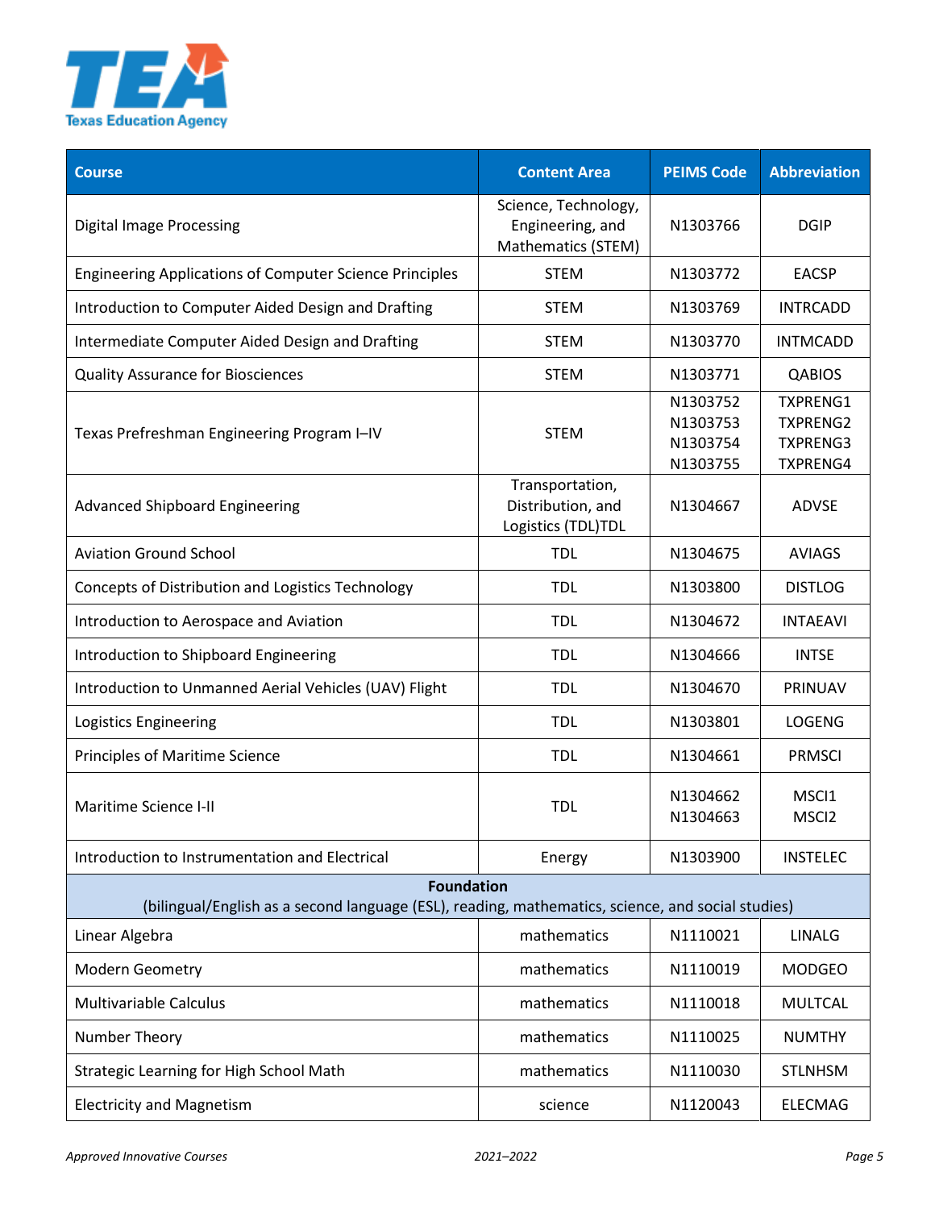| Course | Content Area | PEIMS Code | Abbreviation |
|---|---|---|---|
| Digital Image Processing | Science, Technology, Engineering, and Mathematics (STEM) | N1303766 | DGIP |
| Engineering Applications of Computer Science Principles | STEM | N1303772 | EACSP |
| Introduction to Computer Aided Design and Drafting | STEM | N1303769 | INTRCADD |
| Intermediate Computer Aided Design and Drafting | STEM | N1303770 | INTMCADD |
| Quality Assurance for Biosciences | STEM | N1303771 | QABIOS |
| Texas Prefreshman Engineering Program I–IV | STEM | N1303752<br>N1303753<br>N1303754<br>N1303755 | TXPRENG1<br>TXPRENG2<br>TXPRENG3<br>TXPRENG4 |
| Advanced Shipboard Engineering | Transportation, Distribution, and Logistics (TDL)TDL | N1304667 | ADVSE |
| Aviation Ground School | TDL | N1304675 | AVIAGS |
| Concepts of Distribution and Logistics Technology | TDL | N1303800 | DISTLOG |
| Introduction to Aerospace and Aviation | TDL | N1304672 | INTAEAVI |
| Introduction to Shipboard Engineering | TDL | N1304666 | INTSE |
| Introduction to Unmanned Aerial Vehicles (UAV) Flight | TDL | N1304670 | PRINUAV |
| Logistics Engineering | TDL | N1303801 | LOGENG |
| Principles of Maritime Science | TDL | N1304661 | PRMSCI |
| Maritime Science I-II | TDL | N1304662<br>N1304663 | MSCI1<br>MSCI2 |
| Introduction to Instrumentation and Electrical | Energy | N1303900 | INSTELEC |
| **Foundation**<br>(bilingual/English as a second language (ESL), reading, mathematics, science, and social studies) | | | |
| Linear Algebra | mathematics | N1110021 | LINALG |
| Modern Geometry | mathematics | N1110019 | MODGEO |
| Multivariable Calculus | mathematics | N1110018 | MULTCAL |
| Number Theory | mathematics | N1110025 | NUMTHY |
| Strategic Learning for High School Math | mathematics | N1110030 | STLNHSM |
| Electricity and Magnetism | science | N1120043 | ELECMAG |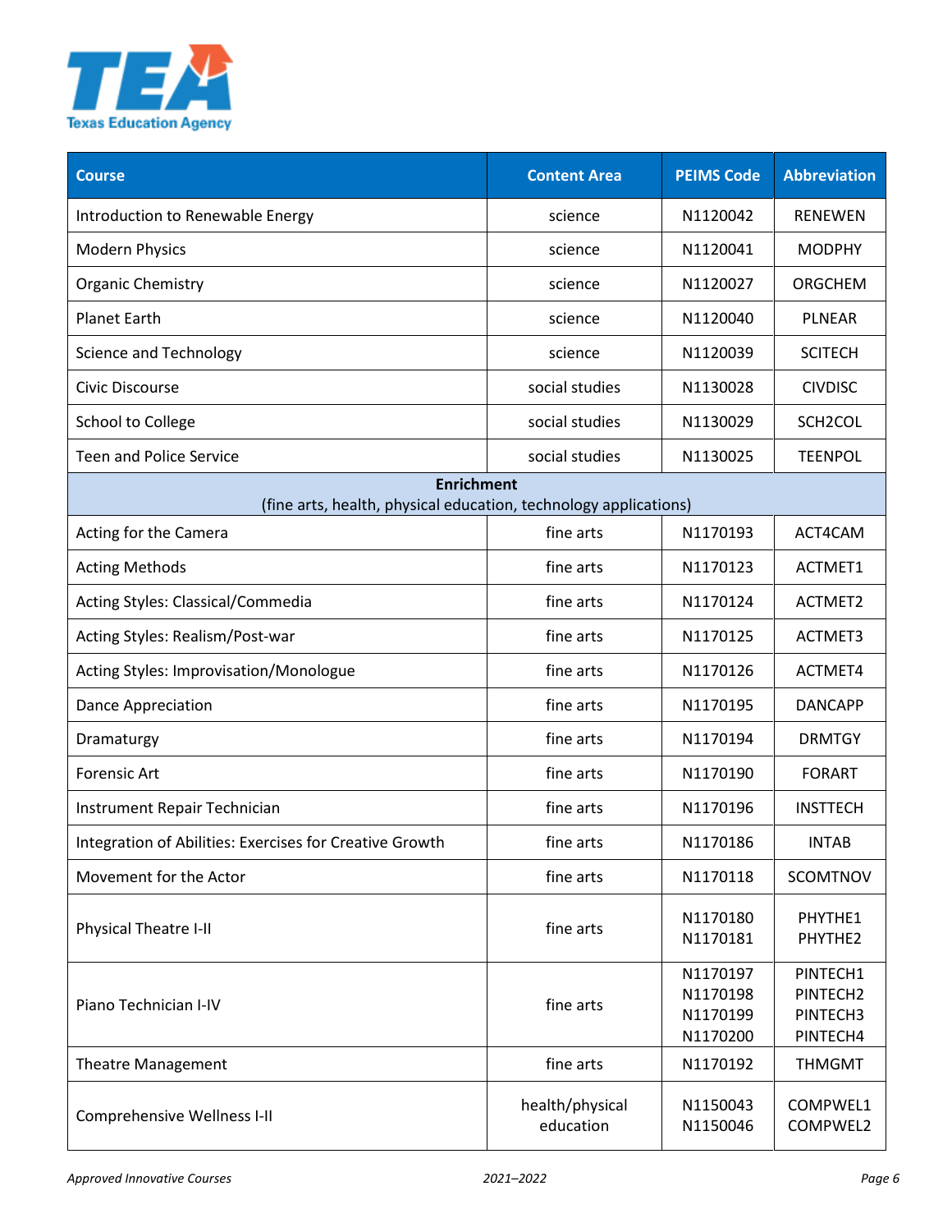| Course | Content Area | PEIMS Code | Abbreviation |
|---|---|---|---|
| Introduction to Renewable Energy | science | N1120042 | RENEWEN |
| Modern Physics | science | N1120041 | MODPHY |
| Organic Chemistry | science | N1120027 | ORGCHEM |
| Planet Earth | science | N1120040 | PLNEAR |
| Science and Technology | science | N1120039 | SCITECH |
| Civic Discourse | social studies | N1130028 | CIVDISC |
| School to College | social studies | N1130029 | SCH2COL |
| Teen and Police Service | social studies | N1130025 | TEENPOL |
| **Enrichment** (fine arts, health, physical education, technology applications) | | | |
| Acting for the Camera | fine arts | N1170193 | ACT4CAM |
| Acting Methods | fine arts | N1170123 | ACTMET1 |
| Acting Styles: Classical/Commedia | fine arts | N1170124 | ACTMET2 |
| Acting Styles: Realism/Post-war | fine arts | N1170125 | ACTMET3 |
| Acting Styles: Improvisation/Monologue | fine arts | N1170126 | ACTMET4 |
| Dance Appreciation | fine arts | N1170195 | DANCAPP |
| Dramaturgy | fine arts | N1170194 | DRMTGY |
| Forensic Art | fine arts | N1170190 | FORART |
| Instrument Repair Technician | fine arts | N1170196 | INSTTECH |
| Integration of Abilities: Exercises for Creative Growth | fine arts | N1170186 | INTAB |
| Movement for the Actor | fine arts | N1170118 | SCOMTNOV |
| Physical Theatre I-II | fine arts | N1170180<br>N1170181 | PHYTHE1<br>PHYTHE2 |
| Piano Technician I-IV | fine arts | N1170197<br>N1170198<br>N1170199<br>N1170200 | PINTECH1<br>PINTECH2<br>PINTECH3<br>PINTECH4 |
| Theatre Management | fine arts | N1170192 | THMGMT |
| Comprehensive Wellness I-II | health/physical education | N1150043<br>N1150046 | COMPWEL1<br>COMPWEL2 |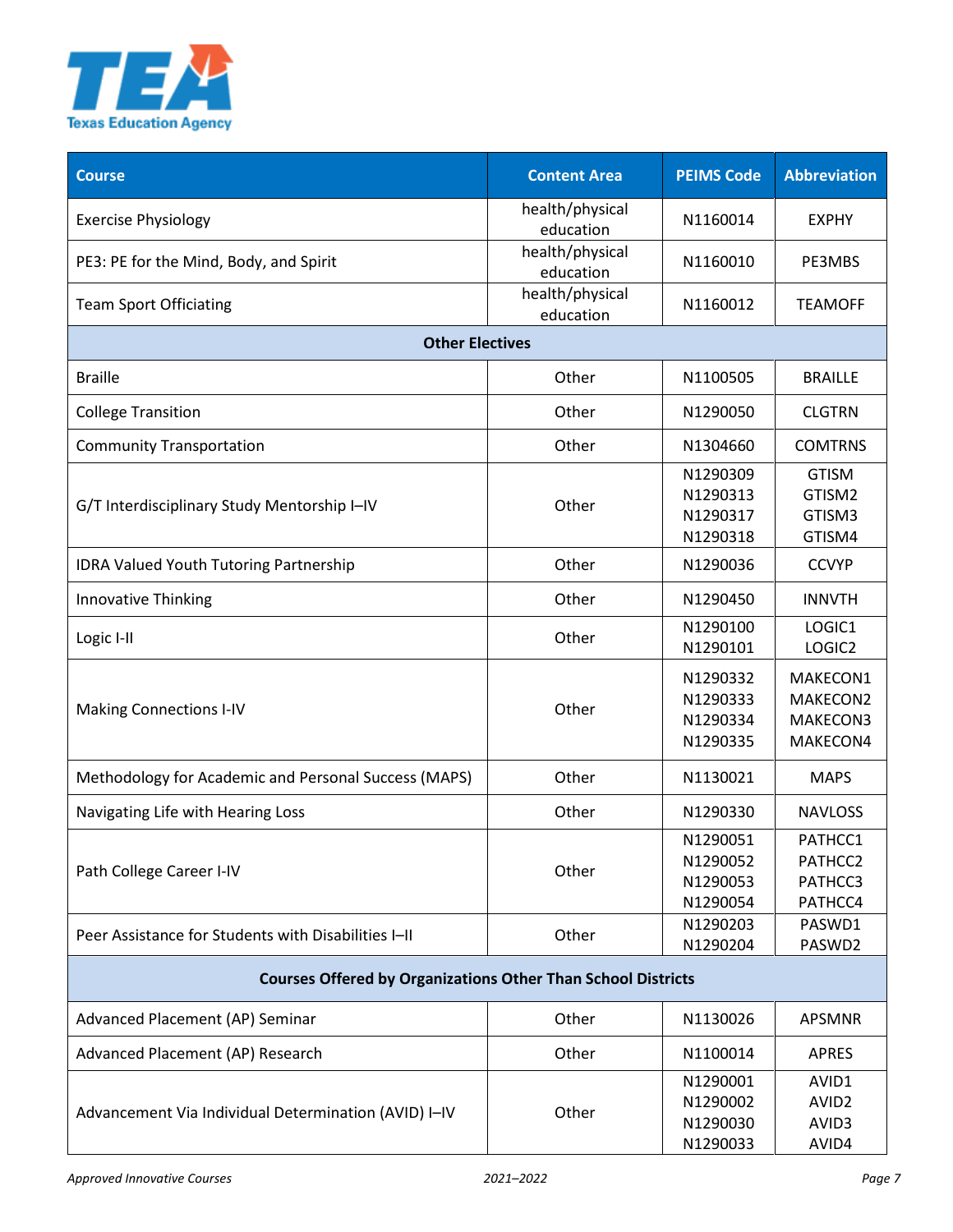| Course | Content Area | PEIMS Code | Abbreviation |
|---|---|---|---|
| Exercise Physiology | health/physical education | N1160014 | EXPHY |
| PE3: PE for the Mind, Body, and Spirit | health/physical education | N1160010 | PE3MBS |
| Team Sport Officiating | health/physical education | N1160012 | TEAMOFF |
| **Other Electives** | | | |
| Braille | Other | N1100505 | BRAILLE |
| College Transition | Other | N1290050 | CLGTRN |
| Community Transportation | Other | N1304660 | COMTRNS |
| G/T Interdisciplinary Study Mentorship I–IV | Other | N1290309<br>N1290313<br>N1290317<br>N1290318 | GTISM<br>GTISM2<br>GTISM3<br>GTISM4 |
| IDRA Valued Youth Tutoring Partnership | Other | N1290036 | CCVYP |
| Innovative Thinking | Other | N1290450 | INNVTH |
| Logic I-II | Other | N1290100<br>N1290101 | LOGIC1<br>LOGIC2 |
| Making Connections I-IV | Other | N1290332<br>N1290333<br>N1290334<br>N1290335 | MAKECON1<br>MAKECON2<br>MAKECON3<br>MAKECON4 |
| Methodology for Academic and Personal Success (MAPS) | Other | N1130021 | MAPS |
| Navigating Life with Hearing Loss | Other | N1290330 | NAVLOSS |
| Path College Career I-IV | Other | N1290051<br>N1290052<br>N1290053<br>N1290054 | PATHCC1<br>PATHCC2<br>PATHCC3<br>PATHCC4 |
| Peer Assistance for Students with Disabilities I–II | Other | N1290203<br>N1290204 | PASWD1<br>PASWD2 |
| **Courses Offered by Organizations Other Than School Districts** | | | |
| Advanced Placement (AP) Seminar | Other | N1130026 | APSMNR |
| Advanced Placement (AP) Research | Other | N1100014 | APRES |
| Advancement Via Individual Determination (AVID) I–IV | Other | N1290001<br>N1290002<br>N1290030<br>N1290033 | AVID1<br>AVID2<br>AVID3<br>AVID4 |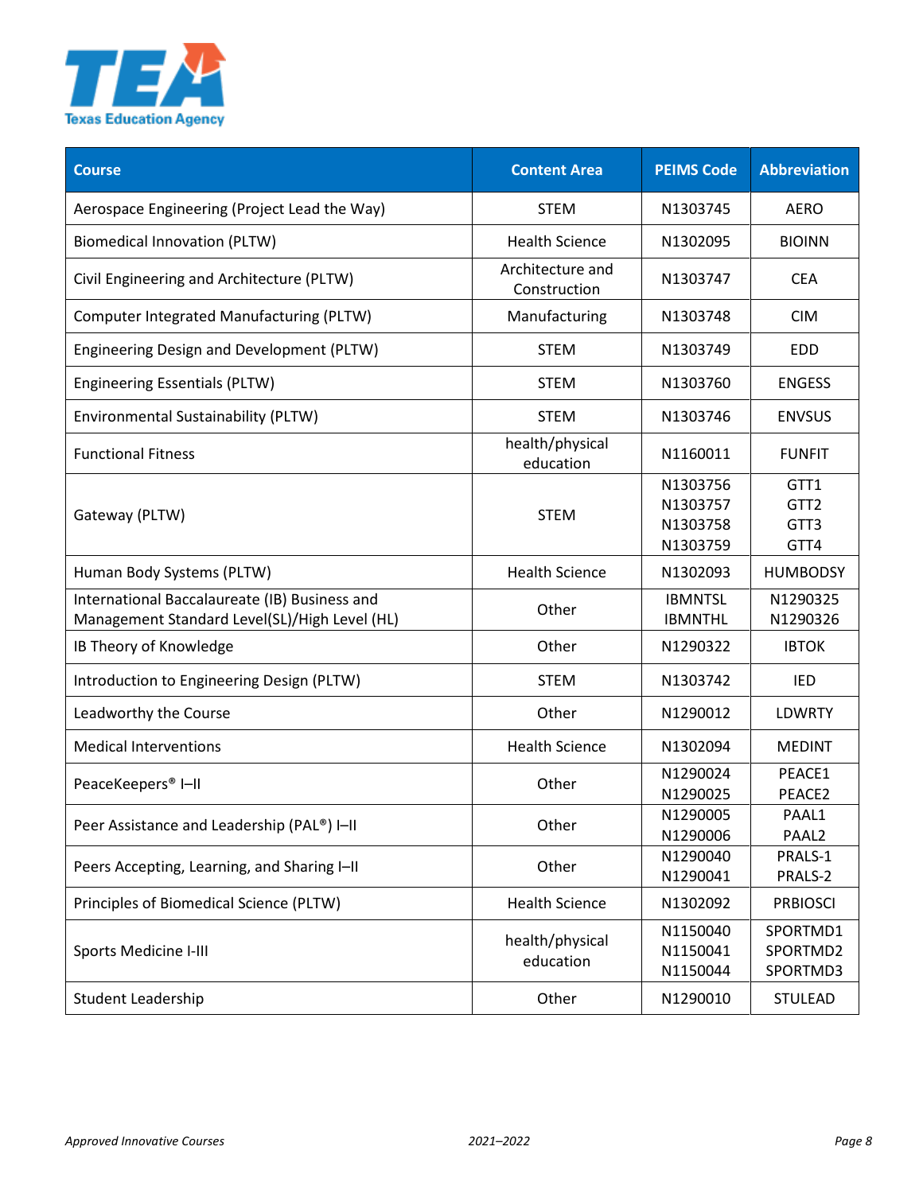| Course | Content Area | PEIMS Code | Abbreviation |
|---|---|---|---|
| Aerospace Engineering (Project Lead the Way) | STEM | N1303745 | AERO |
| Biomedical Innovation (PLTW) | Health Science | N1302095 | BIOINN |
| Civil Engineering and Architecture (PLTW) | Architecture and Construction | N1303747 | CEA |
| Computer Integrated Manufacturing (PLTW) | Manufacturing | N1303748 | CIM |
| Engineering Design and Development (PLTW) | STEM | N1303749 | EDD |
| Engineering Essentials (PLTW) | STEM | N1303760 | ENGESS |
| Environmental Sustainability (PLTW) | STEM | N1303746 | ENVSUS |
| Functional Fitness | health/physical education | N1160011 | FUNFIT |
| Gateway (PLTW) | STEM | N1303756 N1303757 N1303758 N1303759 | GTT1 GTT2 GTT3 GTT4 |
| Human Body Systems (PLTW) | Health Science | N1302093 | HUMBODSY |
| International Baccalaureate (IB) Business and Management Standard Level(SL)/High Level (HL) | Other | IBMNTSL IBMNTHL | N1290325 N1290326 |
| IB Theory of Knowledge | Other | N1290322 | IBTOK |
| Introduction to Engineering Design (PLTW) | STEM | N1303742 | IED |
| Leadworthy the Course | Other | N1290012 | LDWRTY |
| Medical Interventions | Health Science | N1302094 | MEDINT |
| PeaceKeepers® I–II | Other | N1290024 N1290025 | PEACE1 PEACE2 |
| Peer Assistance and Leadership (PAL®) I–II | Other | N1290005 N1290006 | PAAL1 PAAL2 |
| Peers Accepting, Learning, and Sharing I–II | Other | N1290040 N1290041 | PRALS-1 PRALS-2 |
| Principles of Biomedical Science (PLTW) | Health Science | N1302092 | PRBIOSCI |
| Sports Medicine I-III | health/physical education | N1150040 N1150041 N1150044 | SPORTMD1 SPORTMD2 SPORTMD3 |
| Student Leadership | Other | N1290010 | STULEAD |